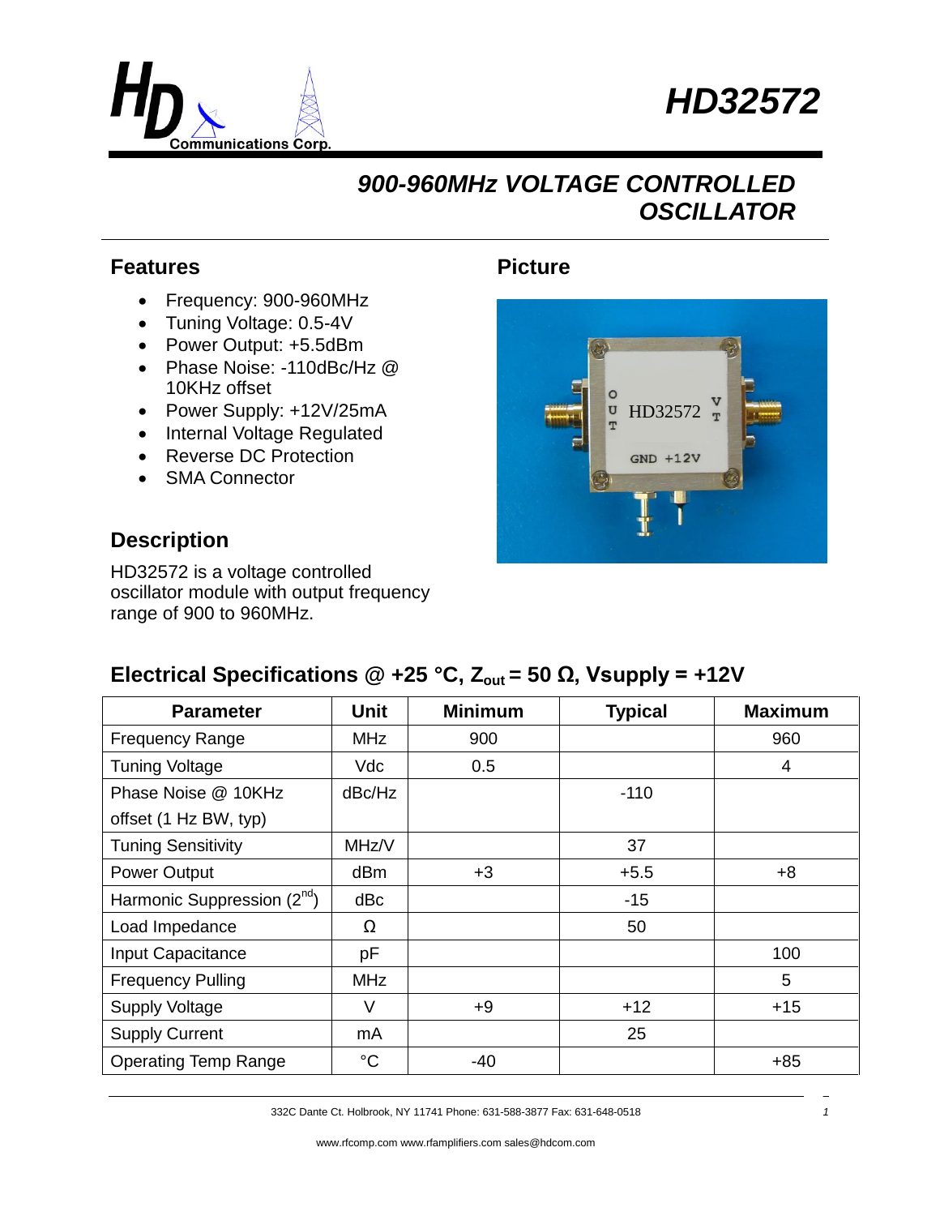# HD32572

## 900-960MHz VOLTAGE CONTROLLED OSCILLATOR

### Features

- Frequency: 900-960MHz
- Tuning Voltage: 0.5-4V
- Power Output: +5.5dBm
- Phase Noise: -110dBc/Hz @ 10KHz offset
- Power Supply: +12V/25mA
- Internal Voltage Regulated
- Reverse DC Protection
- SMA Connector

### Picture

### Description

HD32572 is a voltage controlled oscillator module with output frequency range of 900 to 960MHz.

### Electrical Specifications @ +25 °C, $Z_{out}$ = 50 Ω, Vsupply = +12V

| Parameter | Unit | Minimum | Typical | Maximum |
|---|---|---|---|---|
| Frequency Range | MHz | 900 | | 960 |
| Tuning Voltage | Vdc | 0.5 | | 4 |
| Phase Noise @ 10KHz offset (1 Hz BW, typ) | dBc/Hz | | -110 | |
| Tuning Sensitivity | MHz/V | | 37 | |
| Power Output | dBm | +3 | +5.5 | +8 |
| Harmonic Suppression ($2^{nd}$) | dBc | | -15 | |
| Load Impedance | Ω | | 50 | |
| Input Capacitance | pF | | | 100 |
| Frequency Pulling | MHz | | | 5 |
| Supply Voltage | V | +9 | +12 | +15 |
| Supply Current | mA | | 25 | |
| Operating Temp Range | °C | -40 | | +85 |

332C Dante Ct. Holbrook, NY 11741 Phone: 631-588-3877 Fax: 631-648-0518

www.rfcomp.com www.rfamplifiers.com sales@hdcom.com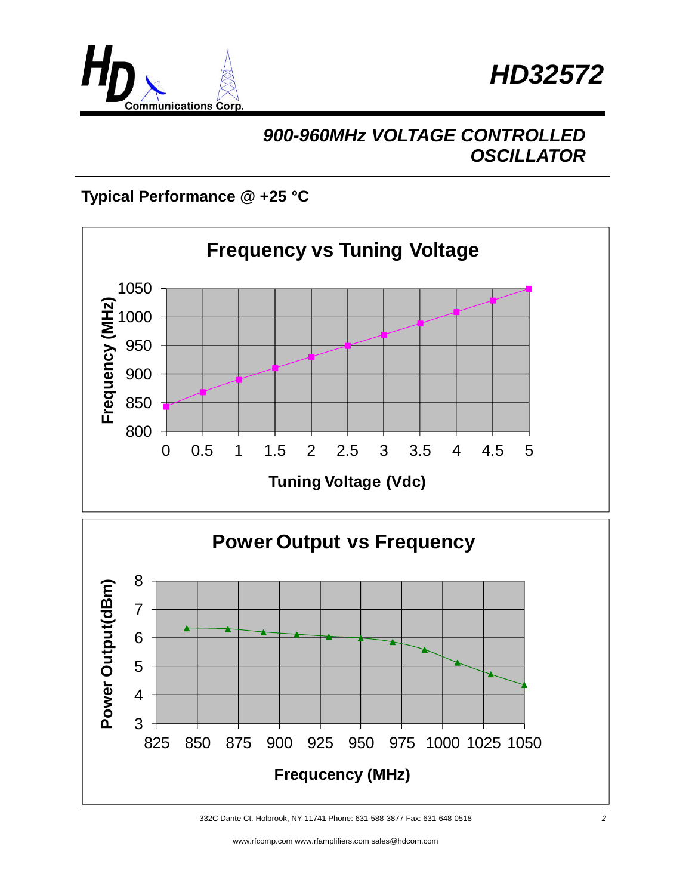# HD32572

## 900-960MHz VOLTAGE CONTROLLED OSCILLATOR

### Typical Performance @ +25 °C

**Frequency vs Tuning Voltage**

Frequency (MHz): 800, 850, 900, 950, 1000, 1050

Tuning Voltage (Vdc): 0, 0.5, 1, 1.5, 2, 2.5, 3, 3.5, 4, 4.5, 5

**Power Output vs Frequency**

Power Output(dBm): 3, 4, 5, 6, 7, 8

Frequcency (MHz): 825, 850, 875, 900, 925, 950, 975, 1000, 1025, 1050

332C Dante Ct. Holbrook, NY 11741 Phone: 631-588-3877 Fax: 631-648-0518

www.rfcomp.com www.rfamplifiers.com sales@hdcom.com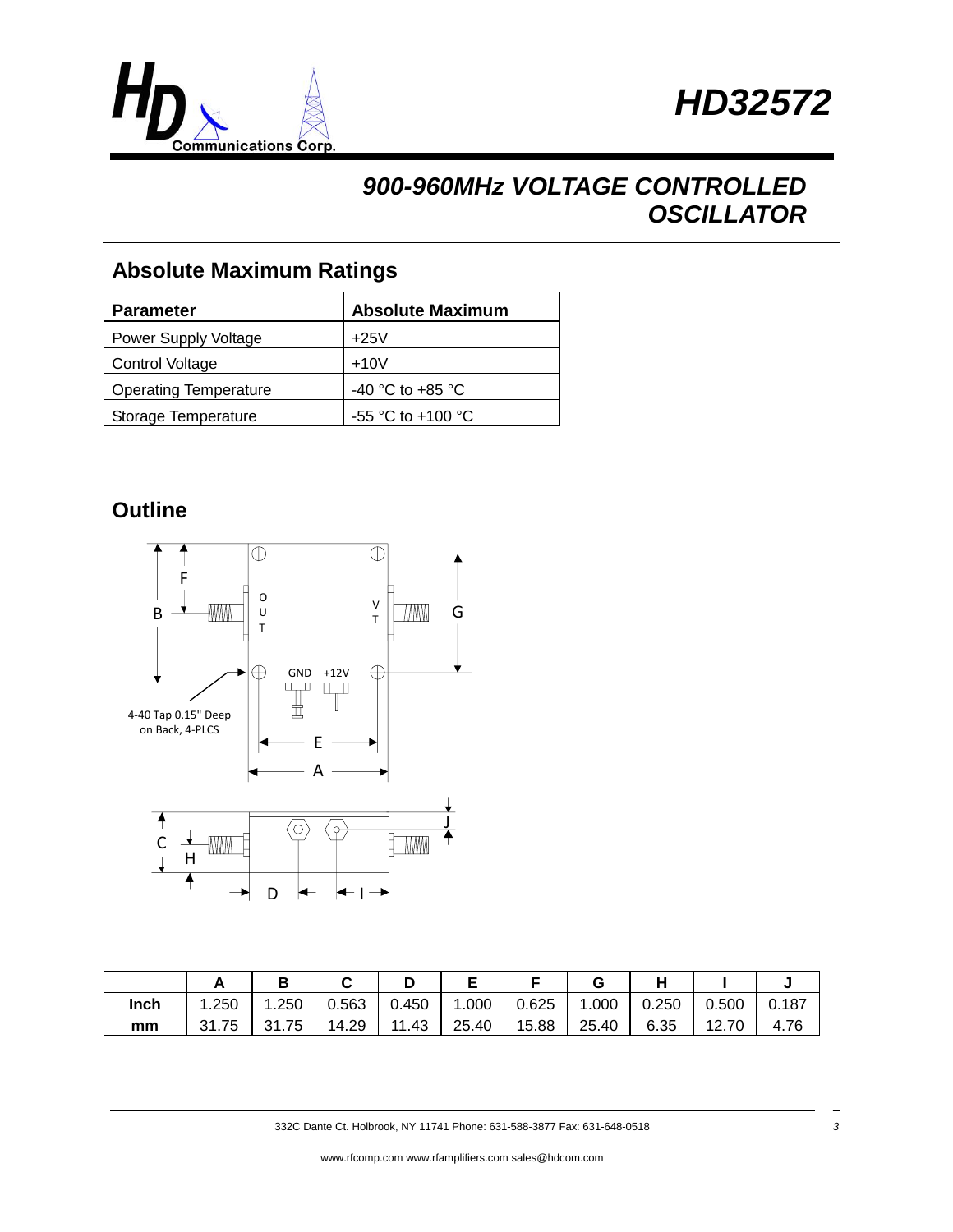# HD32572

## 900-960MHz VOLTAGE CONTROLLED OSCILLATOR

## Absolute Maximum Ratings

| Parameter | Absolute Maximum |
|---|---|
| Power Supply Voltage | +25V |
| Control Voltage | +10V |
| Operating Temperature | -40 °C to +85 °C |
| Storage Temperature | -55 °C to +100 °C |

## Outline

F
B
OUT
VT
G
GND
+12V
4-40 Tap 0.15" Deep on Back, 4-PLCS
E
A
C
H
J
D
I

| | A | B | C | D | E | F | G | H | I | J |
|---|---|---|---|---|---|---|---|---|---|---|
| Inch | 1.250 | 1.250 | 0.563 | 0.450 | 1.000 | 0.625 | 1.000 | 0.250 | 0.500 | 0.187 |
| mm | 31.75 | 31.75 | 14.29 | 11.43 | 25.40 | 15.88 | 25.40 | 6.35 | 12.70 | 4.76 |

332C Dante Ct. Holbrook, NY 11741 Phone: 631-588-3877 Fax: 631-648-0518

www.rfcomp.com www.rfamplifiers.com sales@hdcom.com